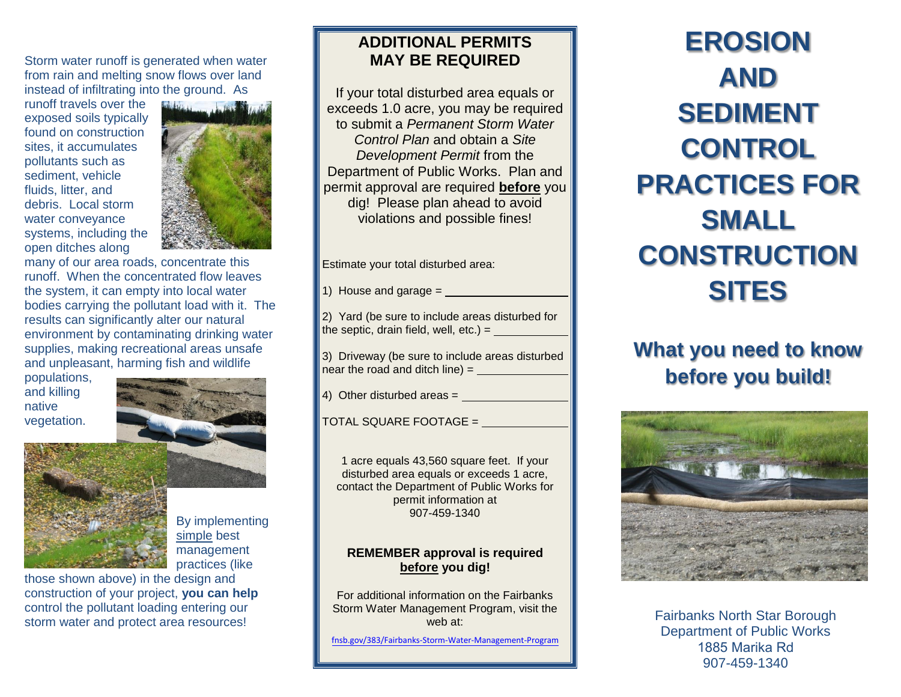Storm water runoff is generated when water from rain and melting snow flows over land instead of infiltrating into the ground. As runoff travels over the exposed soils typically found on construction sites, it accumulates pollutants such as sediment, vehicle fluids, litter, and debris. Local storm water conveyance systems, including the open ditches along many of our area roads, concentrate this runoff. When the concentrated flow leaves the system, it can empty into local water bodies carrying the pollutant load with it. The results can significantly alter our natural environment by contaminating drinking water supplies, making recreational areas unsafe and unpleasant, harming fish and wildlife populations, and killing native vegetation.

By implementing simple best management practices (like those shown above) in the design and construction of your project, **you can help** control the pollutant loading entering our storm water and protect area resources!

## ADDITIONAL PERMITS MAY BE REQUIRED

If your total disturbed area equals or exceeds 1.0 acre, you may be required to submit a *Permanent Storm Water Control Plan* and obtain a *Site Development Permit* from the Department of Public Works. Plan and permit approval are required **before** you dig! Please plan ahead to avoid violations and possible fines!

Estimate your total disturbed area:

1) House and garage = ____________________

2) Yard (be sure to include areas disturbed for the septic, drain field, well, etc.) = ____________

3) Driveway (be sure to include areas disturbed near the road and ditch line) = ______________

4) Other disturbed areas = _________________

TOTAL SQUARE FOOTAGE = ______________

1 acre equals 43,560 square feet. If your disturbed area equals or exceeds 1 acre, contact the Department of Public Works for permit information at 907-459-1340

**REMEMBER approval is required before you dig!**

For additional information on the Fairbanks Storm Water Management Program, visit the web at:

fnsb.gov/383/Fairbanks-Storm-Water-Management-Program

# EROSION AND SEDIMENT CONTROL PRACTICES FOR SMALL CONSTRUCTION SITES

## What you need to know before you build!

Fairbanks North Star Borough
Department of Public Works
1885 Marika Rd
907-459-1340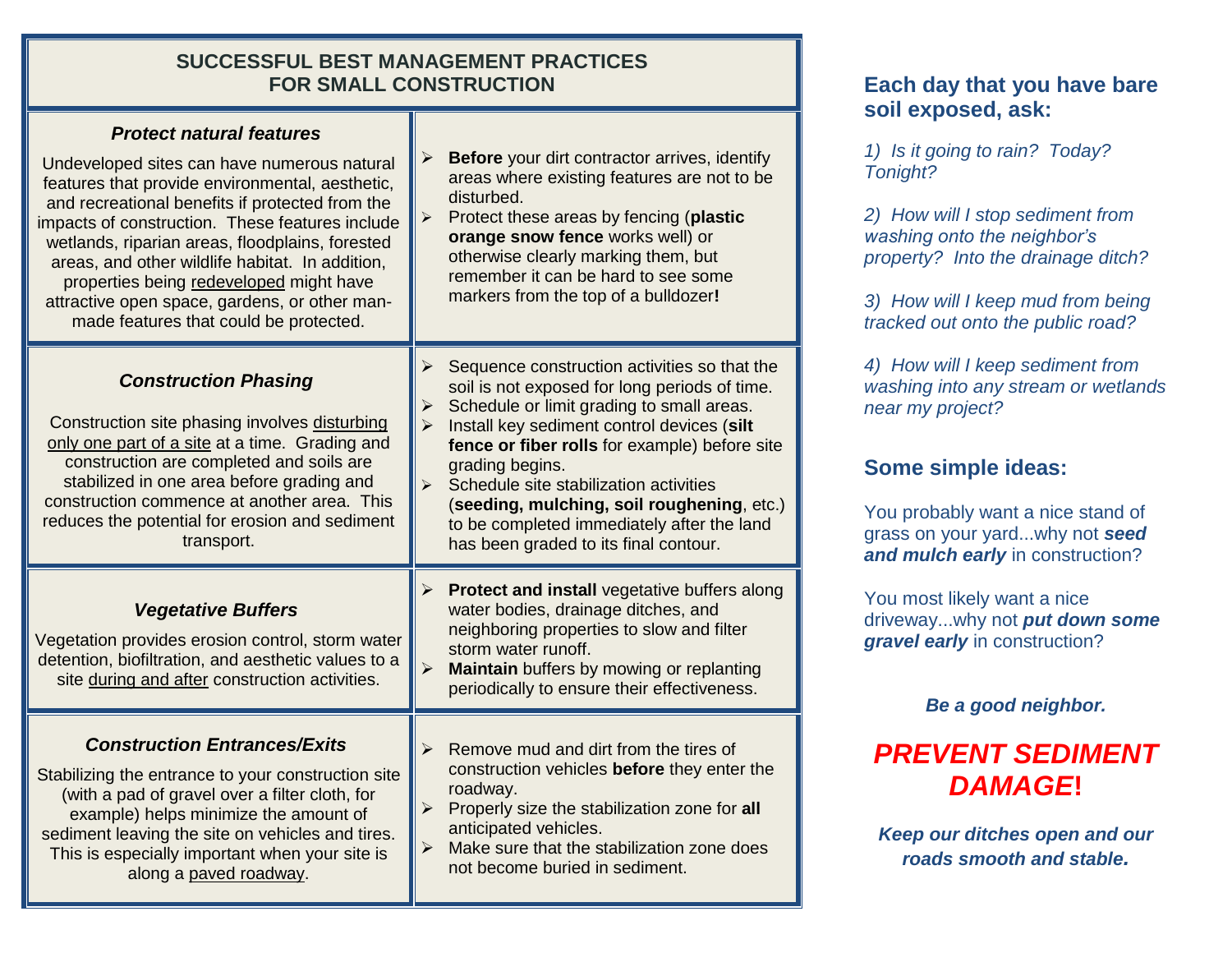## SUCCESSFUL BEST MANAGEMENT PRACTICES FOR SMALL CONSTRUCTION

| | |
|---|---|
| ***Protect natural features***<br><br>Undeveloped sites can have numerous natural features that provide environmental, aesthetic, and recreational benefits if protected from the impacts of construction. These features include wetlands, riparian areas, floodplains, forested areas, and other wildlife habitat. In addition, properties being redeveloped might have attractive open space, gardens, or other man-made features that could be protected. | ➢ **Before** your dirt contractor arrives, identify areas where existing features are not to be disturbed.<br>➢ Protect these areas by fencing (**plastic orange snow fence** works well) or otherwise clearly marking them, but remember it can be hard to see some markers from the top of a bulldozer**!** |
| ***Construction Phasing***<br><br>Construction site phasing involves disturbing only one part of a site at a time. Grading and construction are completed and soils are stabilized in one area before grading and construction commence at another area. This reduces the potential for erosion and sediment transport. | ➢ Sequence construction activities so that the soil is not exposed for long periods of time.<br>➢ Schedule or limit grading to small areas.<br>➢ Install key sediment control devices (**silt fence or fiber rolls** for example) before site grading begins.<br>➢ Schedule site stabilization activities (**seeding, mulching, soil roughening**, etc.) to be completed immediately after the land has been graded to its final contour. |
| ***Vegetative Buffers***<br><br>Vegetation provides erosion control, storm water detention, biofiltration, and aesthetic values to a site during and after construction activities. | ➢ **Protect and install** vegetative buffers along water bodies, drainage ditches, and neighboring properties to slow and filter storm water runoff.<br>➢ **Maintain** buffers by mowing or replanting periodically to ensure their effectiveness. |
| ***Construction Entrances/Exits***<br><br>Stabilizing the entrance to your construction site (with a pad of gravel over a filter cloth, for example) helps minimize the amount of sediment leaving the site on vehicles and tires. This is especially important when your site is along a paved roadway. | ➢ Remove mud and dirt from the tires of construction vehicles **before** they enter the roadway.<br>➢ Properly size the stabilization zone for **all** anticipated vehicles.<br>➢ Make sure that the stabilization zone does not become buried in sediment. |

## Each day that you have bare soil exposed, ask:

*1) Is it going to rain? Today? Tonight?*

*2) How will I stop sediment from washing onto the neighbor's property? Into the drainage ditch?*

*3) How will I keep mud from being tracked out onto the public road?*

*4) How will I keep sediment from washing into any stream or wetlands near my project?*

## Some simple ideas:

You probably want a nice stand of grass on your yard...why not ***seed and mulch early*** in construction?

You most likely want a nice driveway...why not ***put down some gravel early*** in construction?

***Be a good neighbor.***

## *PREVENT SEDIMENT DAMAGE!*

***Keep our ditches open and our roads smooth and stable.***